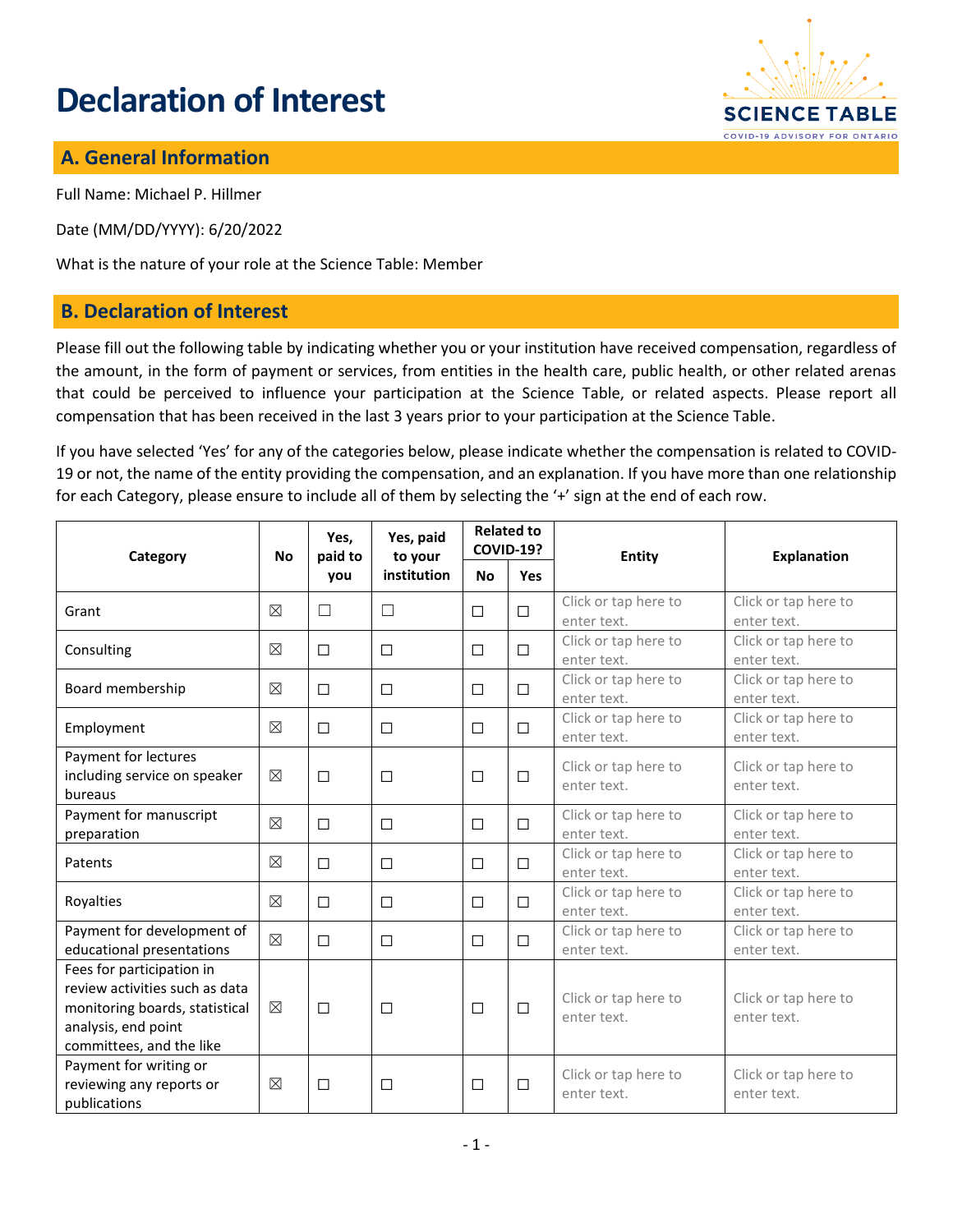# Declaration of Interest

## A. General Information

Full Name: Michael P. Hillmer

Date (MM/DD/YYYY): 6/20/2022

What is the nature of your role at the Science Table: Member

## B. Declaration of Interest

Please fill out the following table by indicating whether you or your institution have received compensation, regardless of the amount, in the form of payment or services, from entities in the health care, public health, or other related arenas that could be perceived to influence your participation at the Science Table, or related aspects. Please report all compensation that has been received in the last 3 years prior to your participation at the Science Table.

If you have selected 'Yes' for any of the categories below, please indicate whether the compensation is related to COVID-19 or not, the name of the entity providing the compensation, and an explanation. If you have more than one relationship for each Category, please ensure to include all of them by selecting the '+' sign at the end of each row.

| Category | No | Yes, paid to you | Yes, paid to your institution | Related to COVID-19? | | Entity | Explanation |
|---|---|---|---|---|---|---|---|
| | | | | No | Yes | | |
| Grant | ☒ | ☐ | ☐ | ☐ | ☐ | Click or tap here to enter text. | Click or tap here to enter text. |
| Consulting | ☒ | ☐ | ☐ | ☐ | ☐ | Click or tap here to enter text. | Click or tap here to enter text. |
| Board membership | ☒ | ☐ | ☐ | ☐ | ☐ | Click or tap here to enter text. | Click or tap here to enter text. |
| Employment | ☒ | ☐ | ☐ | ☐ | ☐ | Click or tap here to enter text. | Click or tap here to enter text. |
| Payment for lectures including service on speaker bureaus | ☒ | ☐ | ☐ | ☐ | ☐ | Click or tap here to enter text. | Click or tap here to enter text. |
| Payment for manuscript preparation | ☒ | ☐ | ☐ | ☐ | ☐ | Click or tap here to enter text. | Click or tap here to enter text. |
| Patents | ☒ | ☐ | ☐ | ☐ | ☐ | Click or tap here to enter text. | Click or tap here to enter text. |
| Royalties | ☒ | ☐ | ☐ | ☐ | ☐ | Click or tap here to enter text. | Click or tap here to enter text. |
| Payment for development of educational presentations | ☒ | ☐ | ☐ | ☐ | ☐ | Click or tap here to enter text. | Click or tap here to enter text. |
| Fees for participation in review activities such as data monitoring boards, statistical analysis, end point committees, and the like | ☒ | ☐ | ☐ | ☐ | ☐ | Click or tap here to enter text. | Click or tap here to enter text. |
| Payment for writing or reviewing any reports or publications | ☒ | ☐ | ☐ | ☐ | ☐ | Click or tap here to enter text. | Click or tap here to enter text. |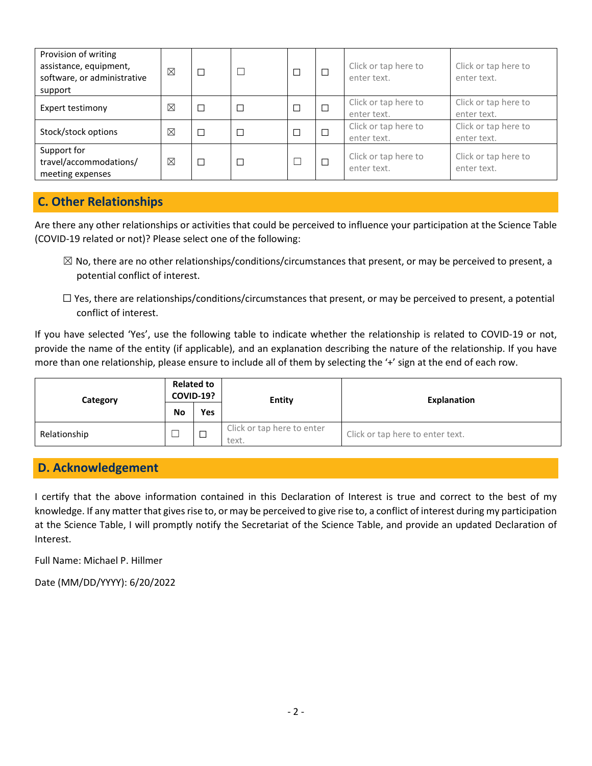| | | | | | | | |
|---|---|---|---|---|---|---|---|
| Provision of writing assistance, equipment, software, or administrative support | ☒ | ☐ | ☐ | ☐ | ☐ | Click or tap here to enter text. | Click or tap here to enter text. |
| Expert testimony | ☒ | ☐ | ☐ | ☐ | ☐ | Click or tap here to enter text. | Click or tap here to enter text. |
| Stock/stock options | ☒ | ☐ | ☐ | ☐ | ☐ | Click or tap here to enter text. | Click or tap here to enter text. |
| Support for travel/accommodations/ meeting expenses | ☒ | ☐ | ☐ | ☐ | ☐ | Click or tap here to enter text. | Click or tap here to enter text. |

## C. Other Relationships

Are there any other relationships or activities that could be perceived to influence your participation at the Science Table (COVID-19 related or not)? Please select one of the following:

☒ No, there are no other relationships/conditions/circumstances that present, or may be perceived to present, a potential conflict of interest.

☐ Yes, there are relationships/conditions/circumstances that present, or may be perceived to present, a potential conflict of interest.

If you have selected 'Yes', use the following table to indicate whether the relationship is related to COVID-19 or not, provide the name of the entity (if applicable), and an explanation describing the nature of the relationship. If you have more than one relationship, please ensure to include all of them by selecting the '+' sign at the end of each row.

| Category | Related to COVID-19? | | Entity | Explanation |
|---|---|---|---|---|
| | No | Yes | | |
| Relationship | ☐ | ☐ | Click or tap here to enter text. | Click or tap here to enter text. |

## D. Acknowledgement

I certify that the above information contained in this Declaration of Interest is true and correct to the best of my knowledge. If any matter that gives rise to, or may be perceived to give rise to, a conflict of interest during my participation at the Science Table, I will promptly notify the Secretariat of the Science Table, and provide an updated Declaration of Interest.

Full Name: Michael P. Hillmer

Date (MM/DD/YYYY): 6/20/2022